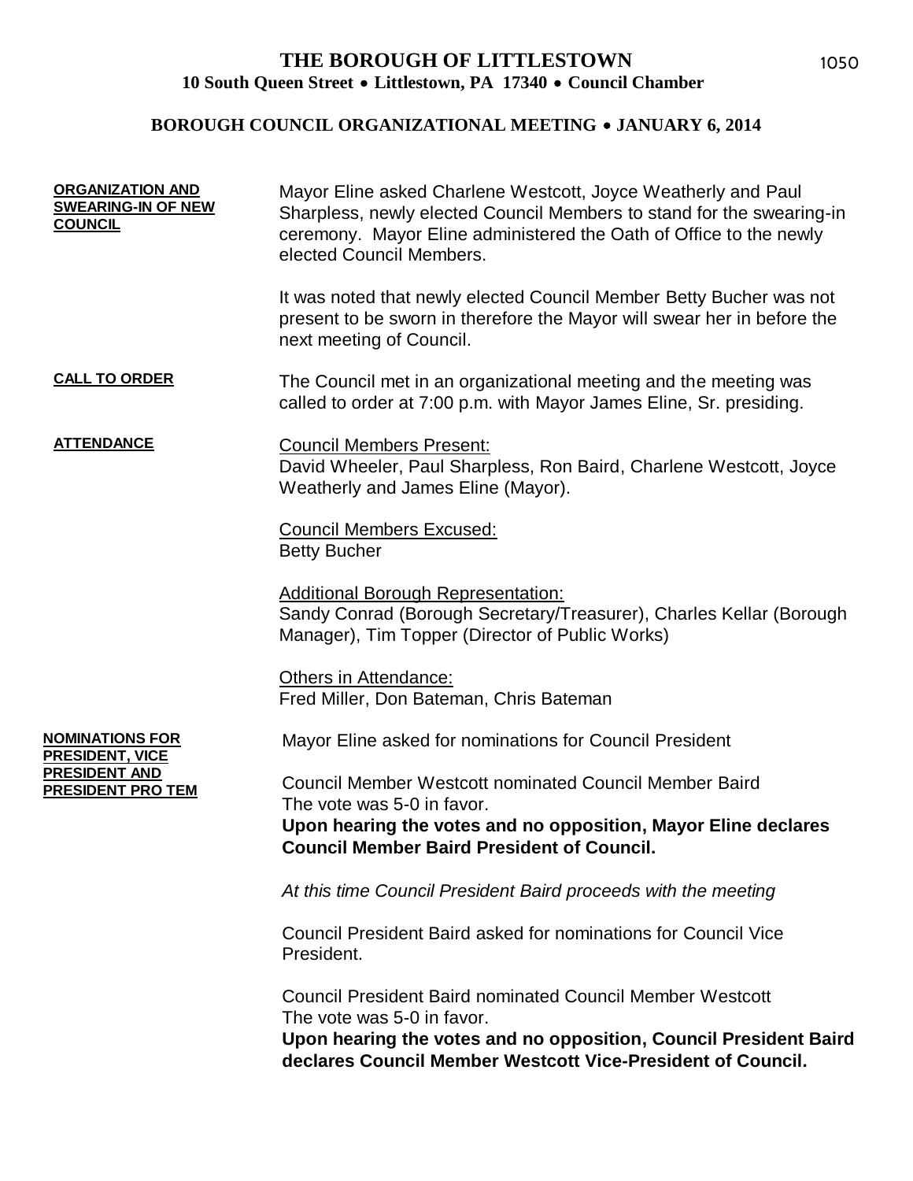# THE BOROUGH OF LITTLESTOWN

**10 South Queen Street • Littlestown, PA 17340 • Council Chamber**

## BOROUGH COUNCIL ORGANIZATIONAL MEETING • JANUARY 6, 2014

**ORGANIZATION AND SWEARING-IN OF NEW COUNCIL**

Mayor Eline asked Charlene Westcott, Joyce Weatherly and Paul Sharpless, newly elected Council Members to stand for the swearing-in ceremony. Mayor Eline administered the Oath of Office to the newly elected Council Members.

It was noted that newly elected Council Member Betty Bucher was not present to be sworn in therefore the Mayor will swear her in before the next meeting of Council.

**CALL TO ORDER**

The Council met in an organizational meeting and the meeting was called to order at 7:00 p.m. with Mayor James Eline, Sr. presiding.

**ATTENDANCE**

Council Members Present:
David Wheeler, Paul Sharpless, Ron Baird, Charlene Westcott, Joyce Weatherly and James Eline (Mayor).

Council Members Excused:
Betty Bucher

Additional Borough Representation:
Sandy Conrad (Borough Secretary/Treasurer), Charles Kellar (Borough Manager), Tim Topper (Director of Public Works)

Others in Attendance:
Fred Miller, Don Bateman, Chris Bateman

**NOMINATIONS FOR PRESIDENT, VICE PRESIDENT AND PRESIDENT PRO TEM**

Mayor Eline asked for nominations for Council President

Council Member Westcott nominated Council Member Baird
The vote was 5-0 in favor.
**Upon hearing the votes and no opposition, Mayor Eline declares Council Member Baird President of Council.**

*At this time Council President Baird proceeds with the meeting*

Council President Baird asked for nominations for Council Vice President.

Council President Baird nominated Council Member Westcott
The vote was 5-0 in favor.
**Upon hearing the votes and no opposition, Council President Baird declares Council Member Westcott Vice-President of Council.**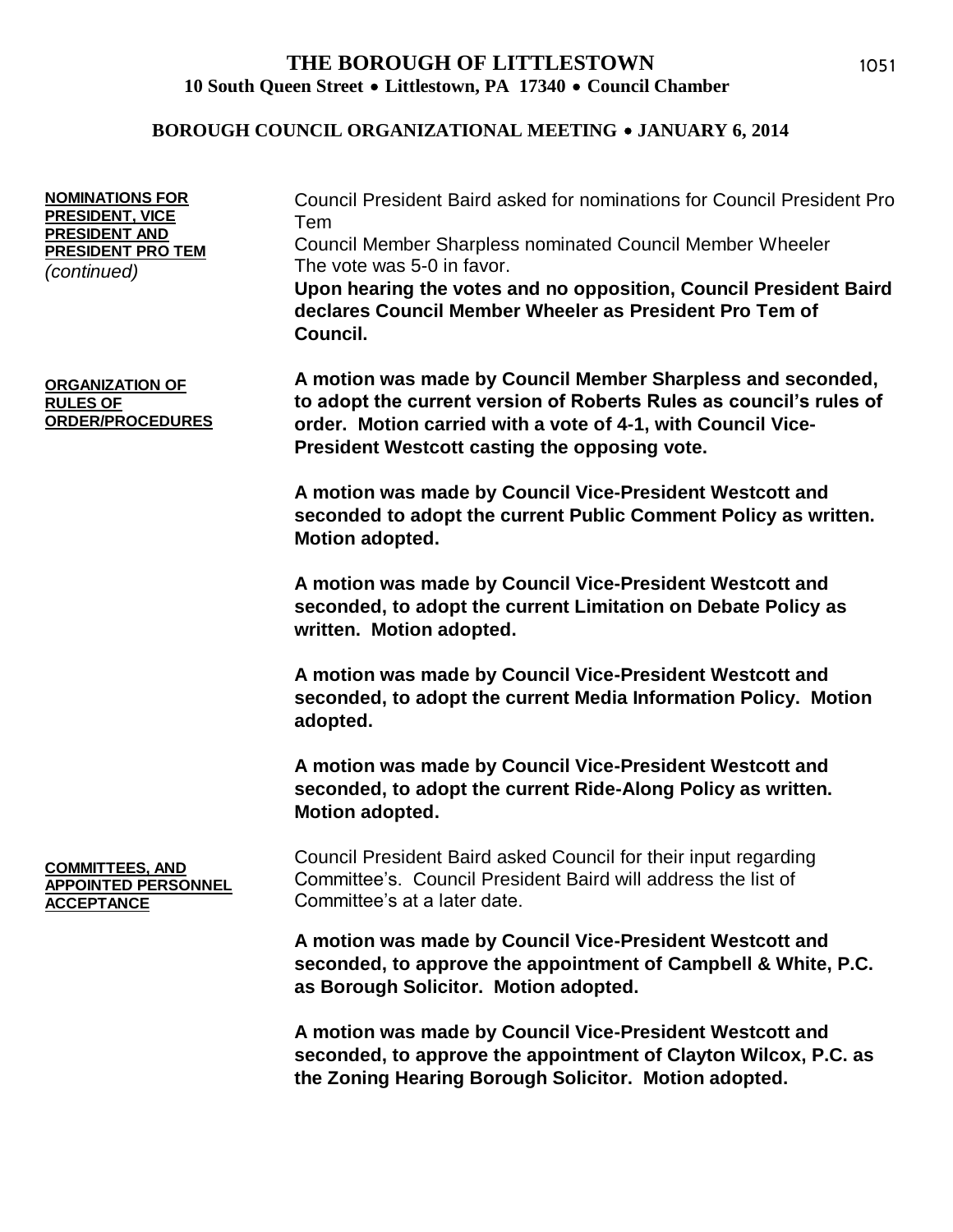# THE BOROUGH OF LITTLESTOWN

**10 South Queen Street • Littlestown, PA 17340 • Council Chamber**

**BOROUGH COUNCIL ORGANIZATIONAL MEETING • JANUARY 6, 2014**

**NOMINATIONS FOR PRESIDENT, VICE PRESIDENT AND PRESIDENT PRO TEM** *(continued)*

Council President Baird asked for nominations for Council President Pro Tem
Council Member Sharpless nominated Council Member Wheeler
The vote was 5-0 in favor.
**Upon hearing the votes and no opposition, Council President Baird declares Council Member Wheeler as President Pro Tem of Council.**

**ORGANIZATION OF RULES OF ORDER/PROCEDURES**

**A motion was made by Council Member Sharpless and seconded, to adopt the current version of Roberts Rules as council's rules of order. Motion carried with a vote of 4-1, with Council Vice-President Westcott casting the opposing vote.**

**A motion was made by Council Vice-President Westcott and seconded to adopt the current Public Comment Policy as written. Motion adopted.**

**A motion was made by Council Vice-President Westcott and seconded, to adopt the current Limitation on Debate Policy as written. Motion adopted.**

**A motion was made by Council Vice-President Westcott and seconded, to adopt the current Media Information Policy. Motion adopted.**

**A motion was made by Council Vice-President Westcott and seconded, to adopt the current Ride-Along Policy as written. Motion adopted.**

**COMMITTEES, AND APPOINTED PERSONNEL ACCEPTANCE**

Council President Baird asked Council for their input regarding Committee's. Council President Baird will address the list of Committee's at a later date.

**A motion was made by Council Vice-President Westcott and seconded, to approve the appointment of Campbell & White, P.C. as Borough Solicitor. Motion adopted.**

**A motion was made by Council Vice-President Westcott and seconded, to approve the appointment of Clayton Wilcox, P.C. as the Zoning Hearing Borough Solicitor. Motion adopted.**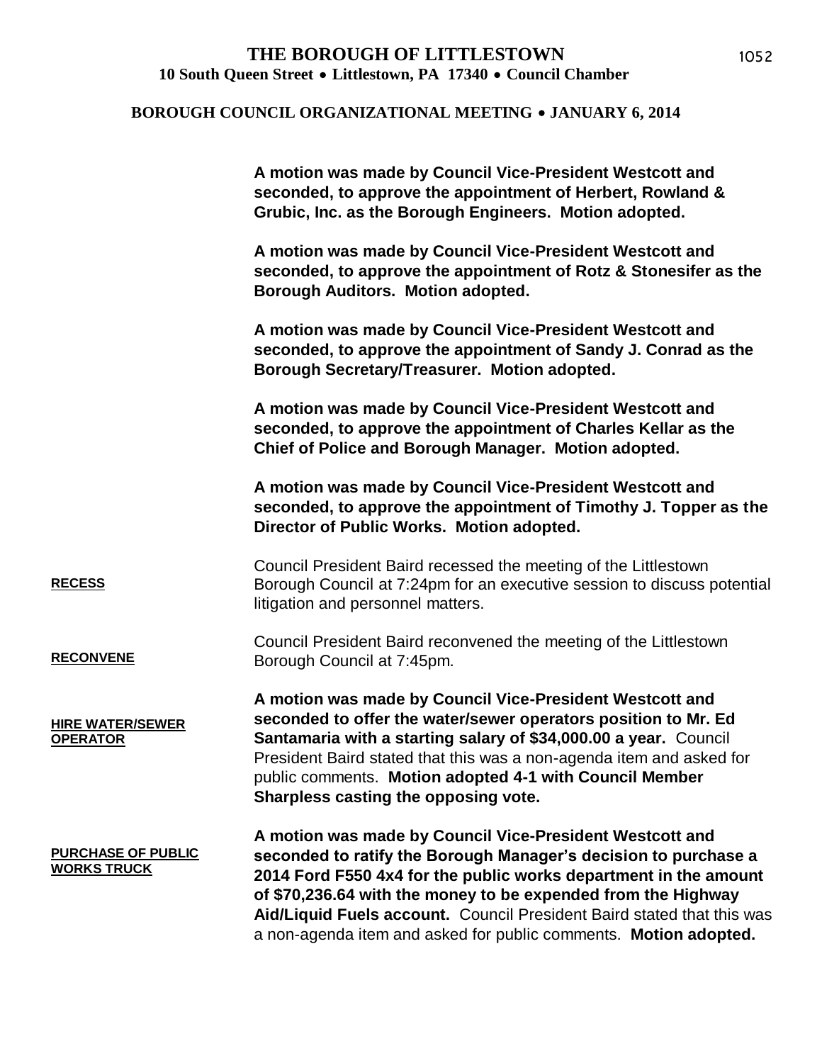**A motion was made by Council Vice-President Westcott and seconded, to approve the appointment of Herbert, Rowland & Grubic, Inc. as the Borough Engineers. Motion adopted.**

**A motion was made by Council Vice-President Westcott and seconded, to approve the appointment of Rotz & Stonesifer as the Borough Auditors. Motion adopted.**

**A motion was made by Council Vice-President Westcott and seconded, to approve the appointment of Sandy J. Conrad as the Borough Secretary/Treasurer. Motion adopted.**

**A motion was made by Council Vice-President Westcott and seconded, to approve the appointment of Charles Kellar as the Chief of Police and Borough Manager. Motion adopted.**

**A motion was made by Council Vice-President Westcott and seconded, to approve the appointment of Timothy J. Topper as the Director of Public Works. Motion adopted.**

**RECESS**

Council President Baird recessed the meeting of the Littlestown Borough Council at 7:24pm for an executive session to discuss potential litigation and personnel matters.

**RECONVENE**

Council President Baird reconvened the meeting of the Littlestown Borough Council at 7:45pm.

**HIRE WATER/SEWER OPERATOR**

**A motion was made by Council Vice-President Westcott and seconded to offer the water/sewer operators position to Mr. Ed Santamaria with a starting salary of $34,000.00 a year.** Council President Baird stated that this was a non-agenda item and asked for public comments. **Motion adopted 4-1 with Council Member Sharpless casting the opposing vote.**

**PURCHASE OF PUBLIC WORKS TRUCK**

**A motion was made by Council Vice-President Westcott and seconded to ratify the Borough Manager's decision to purchase a 2014 Ford F550 4x4 for the public works department in the amount of $70,236.64 with the money to be expended from the Highway Aid/Liquid Fuels account.** Council President Baird stated that this was a non-agenda item and asked for public comments. **Motion adopted.**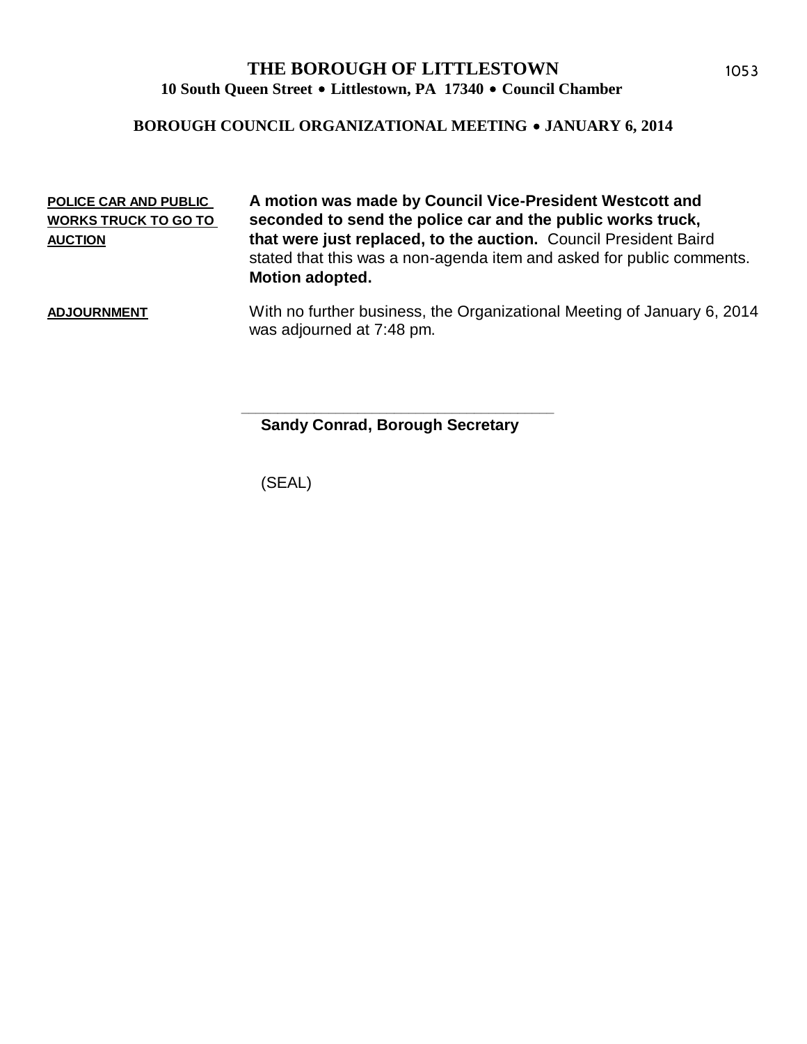# THE BOROUGH OF LITTLESTOWN

**10 South Queen Street • Littlestown, PA 17340 • Council Chamber**

**BOROUGH COUNCIL ORGANIZATIONAL MEETING • JANUARY 6, 2014**

**POLICE CAR AND PUBLIC WORKS TRUCK TO GO TO AUCTION**

**A motion was made by Council Vice-President Westcott and seconded to send the police car and the public works truck, that were just replaced, to the auction.** Council President Baird stated that this was a non-agenda item and asked for public comments. **Motion adopted.**

**ADJOURNMENT**

With no further business, the Organizational Meeting of January 6, 2014 was adjourned at 7:48 pm.

\_\_\_\_\_\_\_\_\_\_\_\_\_\_\_\_\_\_\_\_\_\_\_\_\_\_\_\_\_\_\_\_\_\_\_\_

**Sandy Conrad, Borough Secretary**

(SEAL)